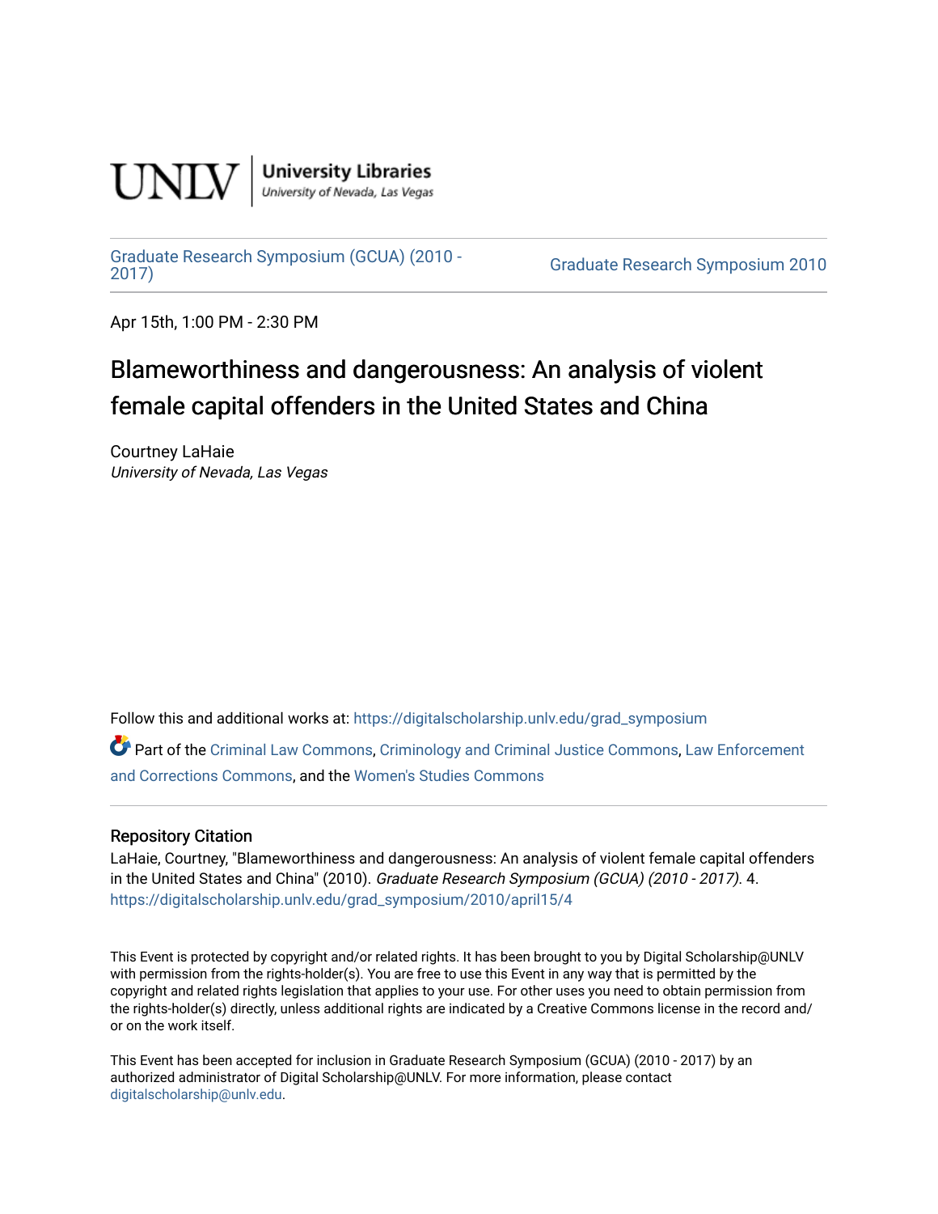UNLV | University Libraries
University of Nevada, Las Vegas

Graduate Research Symposium (GCUA) (2010 - 2017) Graduate Research Symposium 2010

Apr 15th, 1:00 PM - 2:30 PM

# Blameworthiness and dangerousness: An analysis of violent female capital offenders in the United States and China

Courtney LaHaie
*University of Nevada, Las Vegas*

Follow this and additional works at: https://digitalscholarship.unlv.edu/grad_symposium

Part of the Criminal Law Commons, Criminology and Criminal Justice Commons, Law Enforcement and Corrections Commons, and the Women's Studies Commons

### Repository Citation

LaHaie, Courtney, "Blameworthiness and dangerousness: An analysis of violent female capital offenders in the United States and China" (2010). *Graduate Research Symposium (GCUA) (2010 - 2017)*. 4.
https://digitalscholarship.unlv.edu/grad_symposium/2010/april15/4

This Event is protected by copyright and/or related rights. It has been brought to you by Digital Scholarship@UNLV with permission from the rights-holder(s). You are free to use this Event in any way that is permitted by the copyright and related rights legislation that applies to your use. For other uses you need to obtain permission from the rights-holder(s) directly, unless additional rights are indicated by a Creative Commons license in the record and/or on the work itself.

This Event has been accepted for inclusion in Graduate Research Symposium (GCUA) (2010 - 2017) by an authorized administrator of Digital Scholarship@UNLV. For more information, please contact digitalscholarship@unlv.edu.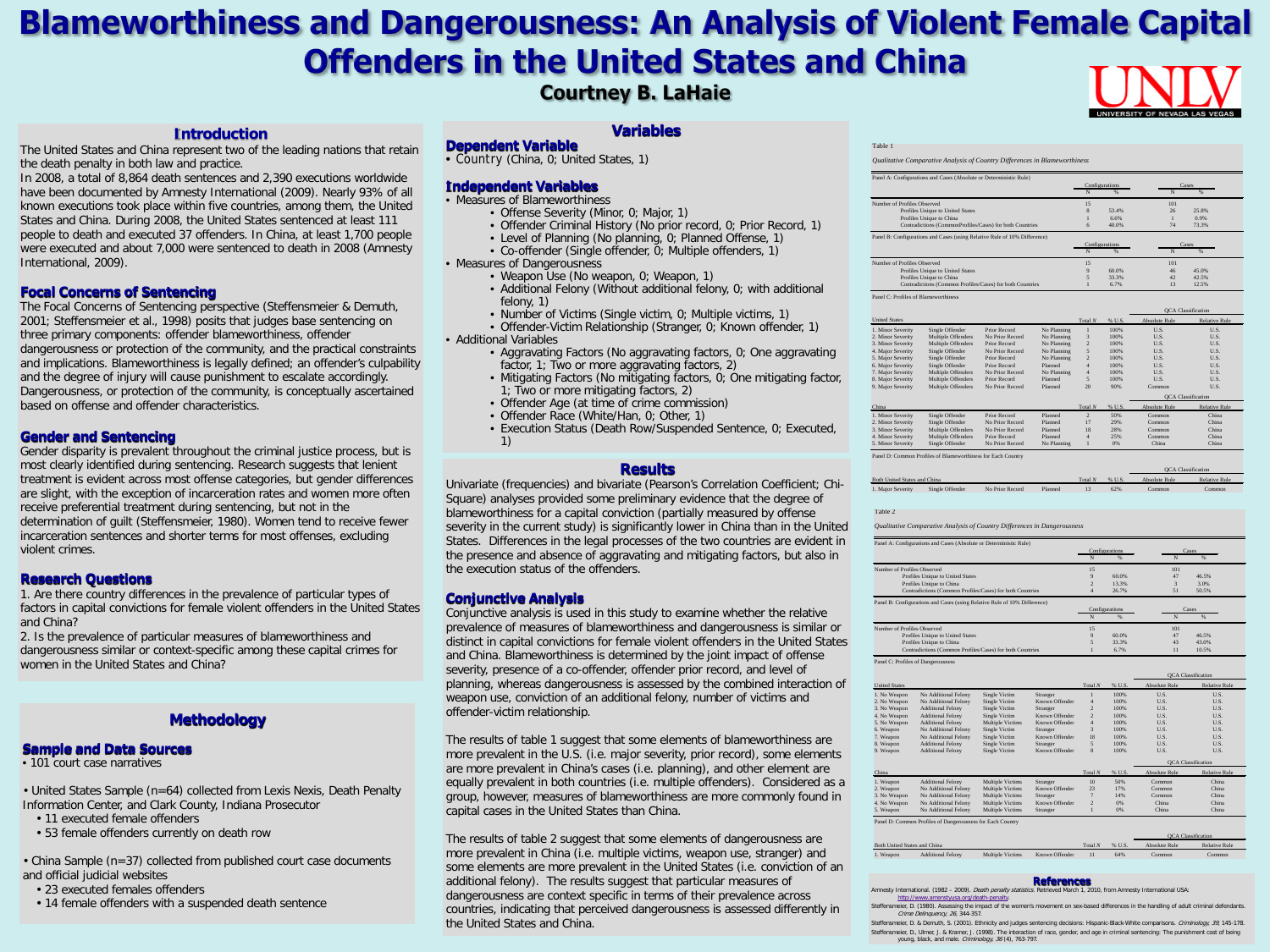# Blameworthiness and Dangerousness: An Analysis of Violent Female Capital Offenders in the United States and China

## Courtney B. LaHaie

## Introduction

The United States and China represent two of the leading nations that retain the death penalty in both law and practice.

In 2008, a total of 8,864 death sentences and 2,390 executions worldwide have been documented by Amnesty International (2009). Nearly 93% of all known executions took place within five countries, among them, the United States and China. During 2008, the United States sentenced at least 111 people to death and executed 37 offenders. In China, at least 1,700 people were executed and about 7,000 were sentenced to death in 2008 (Amnesty International, 2009).

### Focal Concerns of Sentencing

The Focal Concerns of Sentencing perspective (Steffensmeier & Demuth, 2001; Steffensmeier et al., 1998) posits that judges base sentencing on three primary components: offender blameworthiness, offender dangerousness or protection of the community, and the practical constraints and implications. Blameworthiness is legally defined; an offender's culpability and the degree of injury will cause punishment to escalate accordingly. Dangerousness, or protection of the community, is conceptually ascertained based on offense and offender characteristics.

### Gender and Sentencing

Gender disparity is prevalent throughout the criminal justice process, but is most clearly identified during sentencing. Research suggests that lenient treatment is evident across most offense categories, but gender differences are slight, with the exception of incarceration rates and women more often receive preferential treatment during sentencing, but not in the determination of guilt (Steffensmeier, 1980). Women tend to receive fewer incarceration sentences and shorter terms for most offenses, excluding violent crimes.

### Research Questions

1. Are there country differences in the prevalence of particular types of factors in capital convictions for female violent offenders in the United States and China?
2. Is the prevalence of particular measures of blameworthiness and dangerousness similar or context-specific among these capital crimes for women in the United States and China?

## Methodology

### Sample and Data Sources

- 101 court case narratives

- United States Sample (n=64) collected from Lexis Nexis, Death Penalty Information Center, and Clark County, Indiana Prosecutor
  - 11 executed female offenders
  - 53 female offenders currently on death row

- China Sample (n=37) collected from published court case documents and official judicial websites
  - 23 executed females offenders
  - 14 female offenders with a suspended death sentence

## Variables

### Dependent Variable

- Country (China, 0; United States, 1)

### Independent Variables

- Measures of Blameworthiness
  - Offense Severity (Minor, 0; Major, 1)
  - Offender Criminal History (No prior record, 0; Prior Record, 1)
  - Level of Planning (No planning, 0; Planned Offense, 1)
  - Co-offender (Single offender, 0; Multiple offenders, 1)
- Measures of Dangerousness
  - Weapon Use (No weapon, 0; Weapon, 1)
  - Additional Felony (Without additional felony, 0; with additional felony, 1)
  - Number of Victims (Single victim, 0; Multiple victims, 1)
  - Offender-Victim Relationship (Stranger, 0; Known offender, 1)
- Additional Variables
  - Aggravating Factors (No aggravating factors, 0; One aggravating factor, 1; Two or more aggravating factors, 2)
  - Mitigating Factors (No mitigating factors, 0; One mitigating factor, 1; Two or more mitigating factors, 2)
  - Offender Age (at time of crime commission)
  - Offender Race (White/Han, 0; Other, 1)
  - Execution Status (Death Row/Suspended Sentence, 0; Executed, 1)

## Results

Univariate (frequencies) and bivariate (Pearson's Correlation Coefficient; Chi-Square) analyses provided some preliminary evidence that the degree of blameworthiness for a capital conviction (partially measured by offense severity in the current study) is significantly lower in China than in the United States. Differences in the legal processes of the two countries are evident in the presence and absence of aggravating and mitigating factors, but also in the execution status of the offenders.

### Conjunctive Analysis

Conjunctive analysis is used in this study to examine whether the relative prevalence of measures of blameworthiness and dangerousness is similar or distinct in capital convictions for female violent offenders in the United States and China. Blameworthiness is determined by the joint impact of offense severity, presence of a co-offender, offender prior record, and level of planning, whereas dangerousness is assessed by the combined interaction of weapon use, conviction of an additional felony, number of victims and offender-victim relationship.

The results of table 1 suggest that some elements of blameworthiness are more prevalent in the U.S. (i.e. major severity, prior record), some elements are more prevalent in China's cases (i.e. planning), and other element are equally prevalent in both countries (i.e. multiple offenders). Considered as a group, however, measures of blameworthiness are more commonly found in capital cases in the United States than China.

The results of table 2 suggest that some elements of dangerousness are more prevalent in China (i.e. multiple victims, weapon use, stranger) and some elements are more prevalent in the United States (i.e. conviction of an additional felony). The results suggest that particular measures of dangerousness are context specific in terms of their prevalence across countries, indicating that perceived dangerousness is assessed differently in the United States and China.

Table 1

*Qualitative Comparative Analysis of Country Differences in Blameworthiness*

Panel A: Configurations and Cases (Absolute or Deterministic Rule)

| | Configurations N | Configurations % | Cases N | Cases % |
|---|---|---|---|---|
| Number of Profiles Observed | 15 | | 101 | |
| Profiles Unique to United States | 8 | 53.4% | 26 | 25.8% |
| Profiles Unique to China | 1 | 6.6% | 1 | 0.9% |
| Contradictions (Common Profiles/Cases) for both Countries | 6 | 40.0% | 74 | 73.3% |

Panel B: Configurations and Cases (using Relative Rule of 10% Difference)

| | Configurations N | Configurations % | Cases N | Cases % |
|---|---|---|---|---|
| Number of Profiles Observed | 15 | | 101 | |
| Profiles Unique to United States | 9 | 60.0% | 46 | 45.0% |
| Profiles Unique to China | 5 | 33.3% | 42 | 42.5% |
| Contradictions (Common Profiles/Cases) for both Countries | 1 | 6.7% | 13 | 12.5% |

Panel C: Profiles of Blameworthiness

| United States | | | | Total N | % U.S. | QCA Classification: Absolute Rule | QCA Classification: Relative Rule |
|---|---|---|---|---|---|---|---|
| 1. Minor Severity | Single Offender | Prior Record | No Planning | 1 | 100% | U.S. | U.S. |
| 2. Minor Severity | Multiple Offenders | No Prior Record | No Planning | 3 | 100% | U.S. | U.S. |
| 3. Minor Severity | Multiple Offenders | Prior Record | No Planning | 2 | 100% | U.S. | U.S. |
| 4. Major Severity | Single Offender | No Prior Record | No Planning | 5 | 100% | U.S. | U.S. |
| 5. Major Severity | Single Offender | Prior Record | No Planning | 2 | 100% | U.S. | U.S. |
| 6. Major Severity | Single Offender | Prior Record | Planned | 4 | 100% | U.S. | U.S. |
| 7. Major Severity | Multiple Offenders | No Prior Record | No Planning | 4 | 100% | U.S. | U.S. |
| 8. Major Severity | Multiple Offenders | Prior Record | Planned | 5 | 100% | U.S. | U.S. |
| 9. Major Severity | Multiple Offenders | No Prior Record | Planned | 20 | 90% | Common | U.S. |

| China | | | | Total N | % U.S. | QCA Classification: Absolute Rule | QCA Classification: Relative Rule |
|---|---|---|---|---|---|---|---|
| 1. Minor Severity | Single Offender | Prior Record | Planned | 2 | 50% | Common | China |
| 2. Minor Severity | Single Offender | No Prior Record | Planned | 17 | 29% | Common | China |
| 3. Minor Severity | Multiple Offenders | No Prior Record | Planned | 18 | 28% | Common | China |
| 4. Minor Severity | Multiple Offenders | Prior Record | Planned | 4 | 25% | Common | China |
| 5. Minor Severity | Single Offender | No Prior Record | No Planning | 1 | 0% | China | China |

Panel D: Common Profiles of Blameworthiness for Each Country

| Both United States and China | | | | Total N | % U.S. | QCA Classification: Absolute Rule | QCA Classification: Relative Rule |
|---|---|---|---|---|---|---|---|
| 1. Major Severity | Single Offender | No Prior Record | Planned | 13 | 62% | Common | Common |

Table 2

*Qualitative Comparative Analysis of Country Differences in Dangerousness*

Panel A: Configurations and Cases (Absolute or Deterministic Rule)

| | Configurations N | Configurations % | Cases N | Cases % |
|---|---|---|---|---|
| Number of Profiles Observed | 15 | | 101 | |
| Profiles Unique to United States | 9 | 60.0% | 47 | 46.5% |
| Profiles Unique to China | 2 | 13.3% | 3 | 3.0% |
| Contradictions (Common Profiles/Cases) for both Countries | 4 | 26.7% | 51 | 50.5% |

Panel B: Configurations and Cases (using Relative Rule of 10% Difference)

| | Configurations N | Configurations % | Cases N | Cases % |
|---|---|---|---|---|
| Number of Profiles Observed | 15 | | 101 | |
| Profiles Unique to United States | 9 | 60.0% | 47 | 46.5% |
| Profiles Unique to China | 5 | 33.3% | 43 | 43.0% |
| Contradictions (Common Profiles/Cases) for both Countries | 1 | 6.7% | 11 | 10.5% |

Panel C: Profiles of Dangerousness

| United States | | | | Total N | % U.S. | QCA Classification: Absolute Rule | QCA Classification: Relative Rule |
|---|---|---|---|---|---|---|---|
| 1. No Weapon | No Additional Felony | Single Victim | Stranger | 1 | 100% | U.S. | U.S. |
| 2. No Weapon | No Additional Felony | Single Victim | Known Offender | 4 | 100% | U.S. | U.S. |
| 3. No Weapon | Additional Felony | Single Victim | Stranger | 2 | 100% | U.S. | U.S. |
| 4. No Weapon | Additional Felony | Single Victim | Known Offender | 2 | 100% | U.S. | U.S. |
| 5. No Weapon | Additional Felony | Multiple Victims | Known Offender | 4 | 100% | U.S. | U.S. |
| 6. Weapon | No Additional Felony | Single Victim | Stranger | 3 | 100% | U.S. | U.S. |
| 7. Weapon | No Additional Felony | Single Victim | Known Offender | 18 | 100% | U.S. | U.S. |
| 8. Weapon | Additional Felony | Single Victim | Stranger | 5 | 100% | U.S. | U.S. |
| 9. Weapon | Additional Felony | Single Victim | Known Offender | 8 | 100% | U.S. | U.S. |

| China | | | | Total N | % U.S. | QCA Classification: Absolute Rule | QCA Classification: Relative Rule |
|---|---|---|---|---|---|---|---|
| 1. Weapon | Additional Felony | Multiple Victims | Stranger | 10 | 50% | Common | China |
| 2. Weapon | No Additional Felony | Multiple Victims | Known Offender | 23 | 17% | Common | China |
| 3. No Weapon | No Additional Felony | Multiple Victims | Stranger | 7 | 14% | Common | China |
| 4. No Weapon | No Additional Felony | Multiple Victims | Known Offender | 2 | 0% | China | China |
| 5. Weapon | No Additional Felony | Multiple Victims | Stranger | 1 | 0% | China | China |

Panel D: Common Profiles of Dangerousness for Each Country

| Both United States and China | | | | Total N | % U.S. | QCA Classification: Absolute Rule | QCA Classification: Relative Rule |
|---|---|---|---|---|---|---|---|
| 1. Weapon | Additional Felony | Multiple Victims | Known Offender | 11 | 64% | Common | Common |

## References

Amnesty International. (1982 – 2009). *Death penalty statistics*. Retrieved March 1, 2010, from Amnesty International USA: http://www.amnestyusa.org/death-penalty.

Steffensmeier, D. (1980). Assessing the impact of the women's movement on sex-based differences in the handling of adult criminal defendants. *Crime Delinquency, 26*, 344-357.

Steffensmeier, D. & Demuth, S. (2001). Ethnicity and judges sentencing decisions: Hispanic-Black-White comparisons. *Criminology, 39*, 145-178.

Steffensmeier, D., Ulmer, J. & Kramer, J. (1998). The interaction of race, gender, and age in criminal sentencing: The punishment cost of being young, black, and male. *Criminology, 36* (4), 763-797.